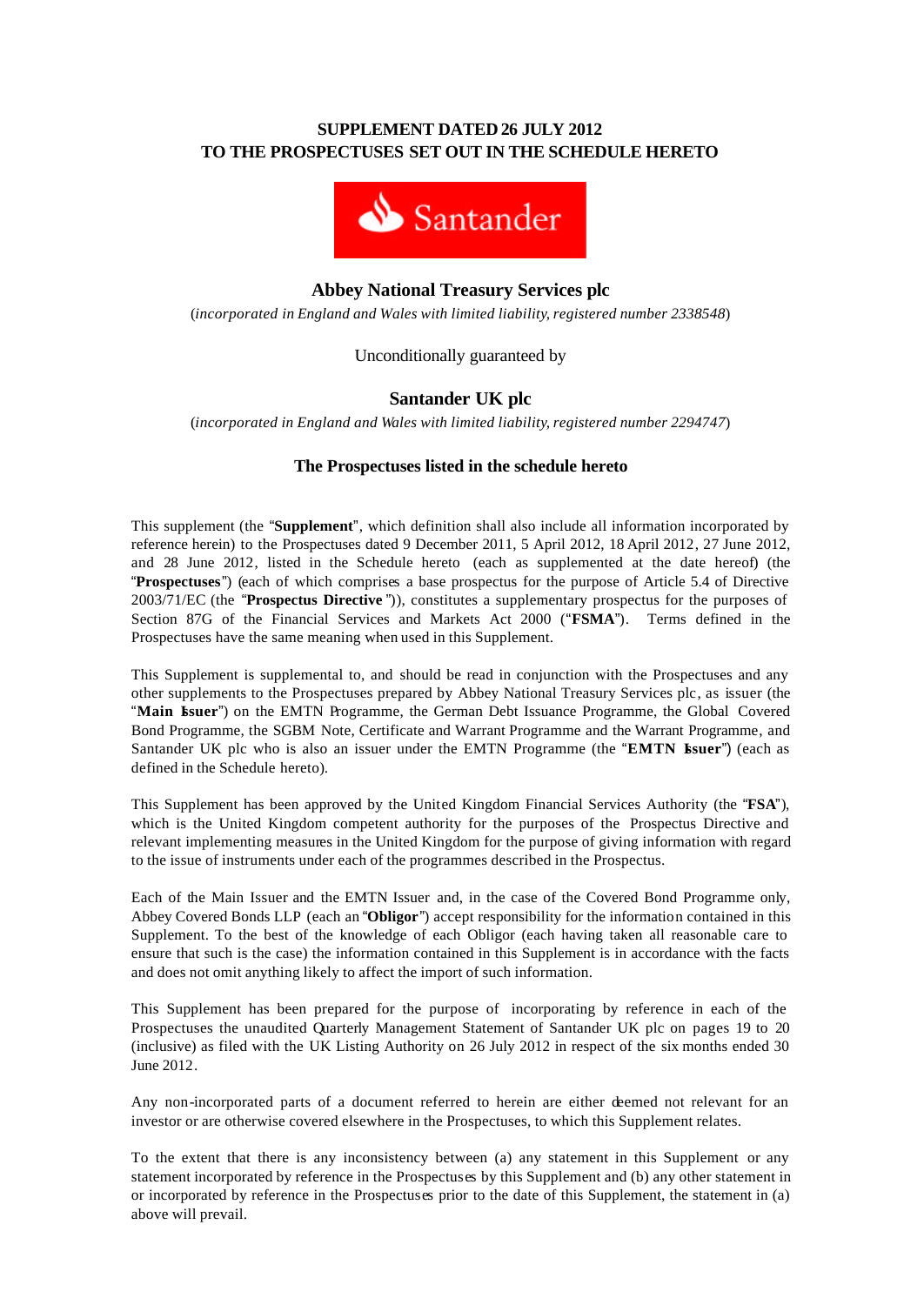**SUPPLEMENT DATED 26 JULY 2012**
**TO THE PROSPECTUSES SET OUT IN THE SCHEDULE HERETO**

Santander

## Abbey National Treasury Services plc

(*incorporated in England and Wales with limited liability, registered number 2338548*)

Unconditionally guaranteed by

## Santander UK plc

(*incorporated in England and Wales with limited liability, registered number 2294747*)

### The Prospectuses listed in the schedule hereto

This supplement (the "**Supplement**", which definition shall also include all information incorporated by reference herein) to the Prospectuses dated 9 December 2011, 5 April 2012, 18 April 2012, 27 June 2012, and 28 June 2012, listed in the Schedule hereto (each as supplemented at the date hereof) (the "**Prospectuses**") (each of which comprises a base prospectus for the purpose of Article 5.4 of Directive 2003/71/EC (the "**Prospectus Directive**")), constitutes a supplementary prospectus for the purposes of Section 87G of the Financial Services and Markets Act 2000 ("**FSMA**"). Terms defined in the Prospectuses have the same meaning when used in this Supplement.

This Supplement is supplemental to, and should be read in conjunction with the Prospectuses and any other supplements to the Prospectuses prepared by Abbey National Treasury Services plc, as issuer (the "**Main Issuer**") on the EMTN Programme, the German Debt Issuance Programme, the Global Covered Bond Programme, the SGBM Note, Certificate and Warrant Programme and the Warrant Programme, and Santander UK plc who is also an issuer under the EMTN Programme (the "**EMTN Issuer**") (each as defined in the Schedule hereto).

This Supplement has been approved by the United Kingdom Financial Services Authority (the "**FSA**"), which is the United Kingdom competent authority for the purposes of the Prospectus Directive and relevant implementing measures in the United Kingdom for the purpose of giving information with regard to the issue of instruments under each of the programmes described in the Prospectus.

Each of the Main Issuer and the EMTN Issuer and, in the case of the Covered Bond Programme only, Abbey Covered Bonds LLP (each an "**Obligor**") accept responsibility for the information contained in this Supplement. To the best of the knowledge of each Obligor (each having taken all reasonable care to ensure that such is the case) the information contained in this Supplement is in accordance with the facts and does not omit anything likely to affect the import of such information.

This Supplement has been prepared for the purpose of incorporating by reference in each of the Prospectuses the unaudited Quarterly Management Statement of Santander UK plc on pages 19 to 20 (inclusive) as filed with the UK Listing Authority on 26 July 2012 in respect of the six months ended 30 June 2012.

Any non-incorporated parts of a document referred to herein are either deemed not relevant for an investor or are otherwise covered elsewhere in the Prospectuses, to which this Supplement relates.

To the extent that there is any inconsistency between (a) any statement in this Supplement or any statement incorporated by reference in the Prospectuses by this Supplement and (b) any other statement in or incorporated by reference in the Prospectuses prior to the date of this Supplement, the statement in (a) above will prevail.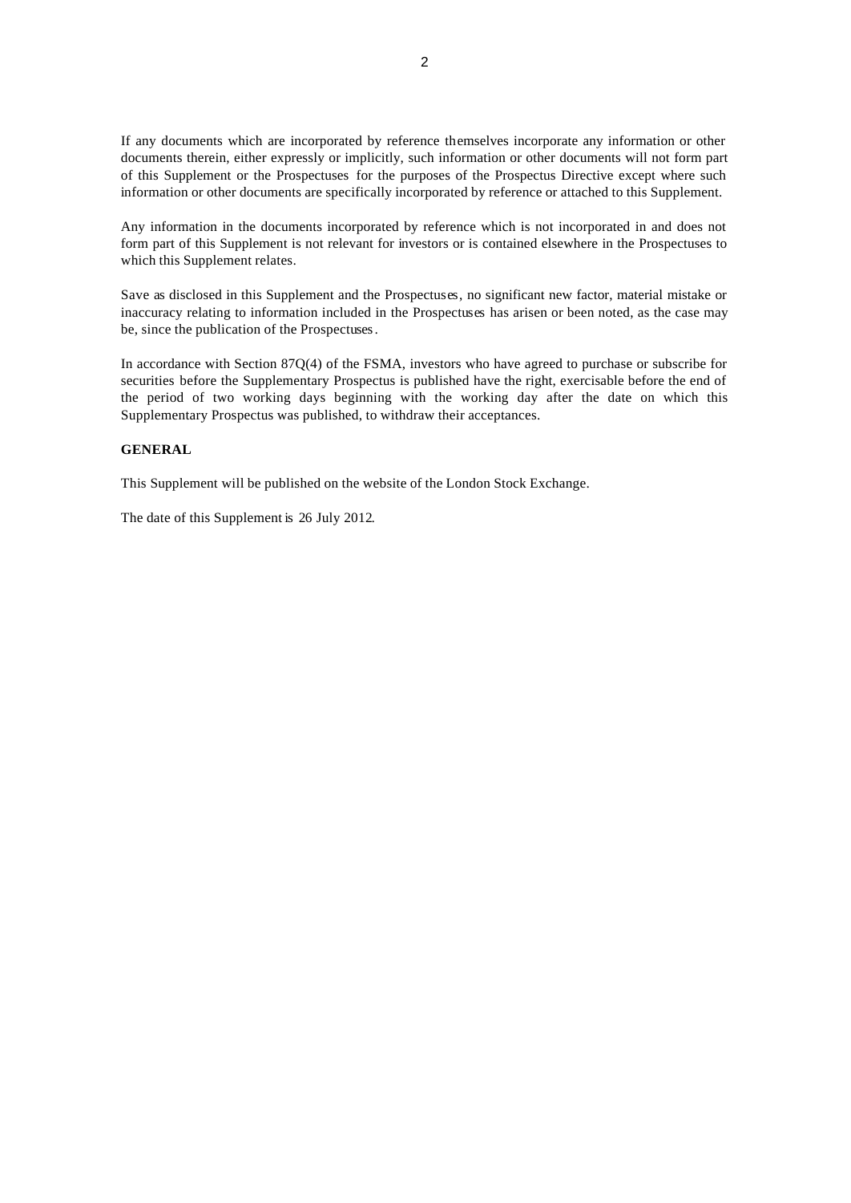If any documents which are incorporated by reference themselves incorporate any information or other documents therein, either expressly or implicitly, such information or other documents will not form part of this Supplement or the Prospectuses for the purposes of the Prospectus Directive except where such information or other documents are specifically incorporated by reference or attached to this Supplement.

Any information in the documents incorporated by reference which is not incorporated in and does not form part of this Supplement is not relevant for investors or is contained elsewhere in the Prospectuses to which this Supplement relates.

Save as disclosed in this Supplement and the Prospectuses, no significant new factor, material mistake or inaccuracy relating to information included in the Prospectuses has arisen or been noted, as the case may be, since the publication of the Prospectuses.

In accordance with Section 87Q(4) of the FSMA, investors who have agreed to purchase or subscribe for securities before the Supplementary Prospectus is published have the right, exercisable before the end of the period of two working days beginning with the working day after the date on which this Supplementary Prospectus was published, to withdraw their acceptances.

**GENERAL**

This Supplement will be published on the website of the London Stock Exchange.

The date of this Supplement is 26 July 2012.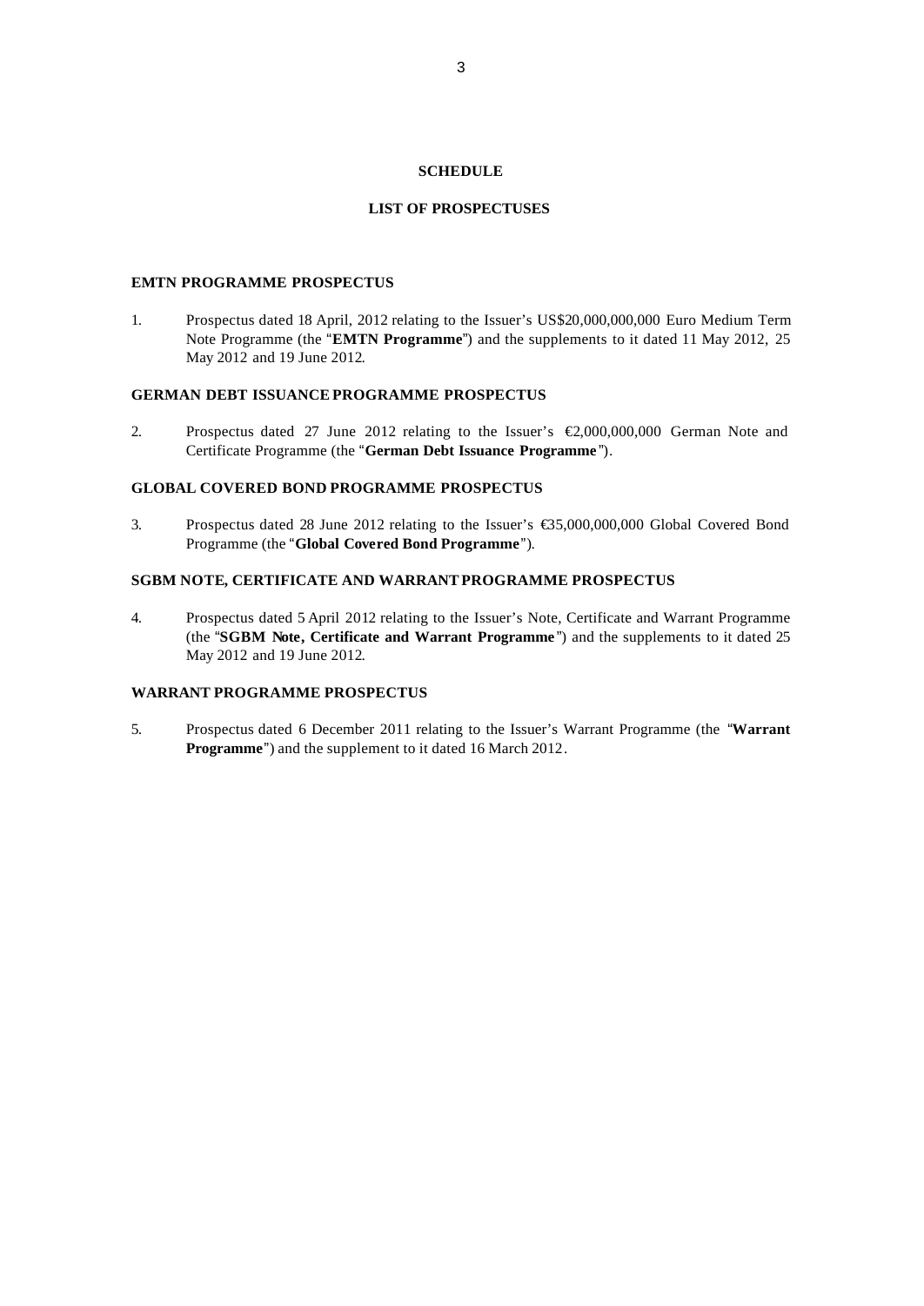# SCHEDULE

## LIST OF PROSPECTUSES

### EMTN PROGRAMME PROSPECTUS

1. Prospectus dated 18 April, 2012 relating to the Issuer's US$20,000,000,000 Euro Medium Term Note Programme (the "**EMTN Programme**") and the supplements to it dated 11 May 2012, 25 May 2012 and 19 June 2012.

### GERMAN DEBT ISSUANCE PROGRAMME PROSPECTUS

2. Prospectus dated 27 June 2012 relating to the Issuer's €2,000,000,000 German Note and Certificate Programme (the "**German Debt Issuance Programme**").

### GLOBAL COVERED BOND PROGRAMME PROSPECTUS

3. Prospectus dated 28 June 2012 relating to the Issuer's €35,000,000,000 Global Covered Bond Programme (the "**Global Covered Bond Programme**").

### SGBM NOTE, CERTIFICATE AND WARRANT PROGRAMME PROSPECTUS

4. Prospectus dated 5 April 2012 relating to the Issuer's Note, Certificate and Warrant Programme (the "**SGBM Note, Certificate and Warrant Programme**") and the supplements to it dated 25 May 2012 and 19 June 2012.

### WARRANT PROGRAMME PROSPECTUS

5. Prospectus dated 6 December 2011 relating to the Issuer's Warrant Programme (the "**Warrant Programme**") and the supplement to it dated 16 March 2012.